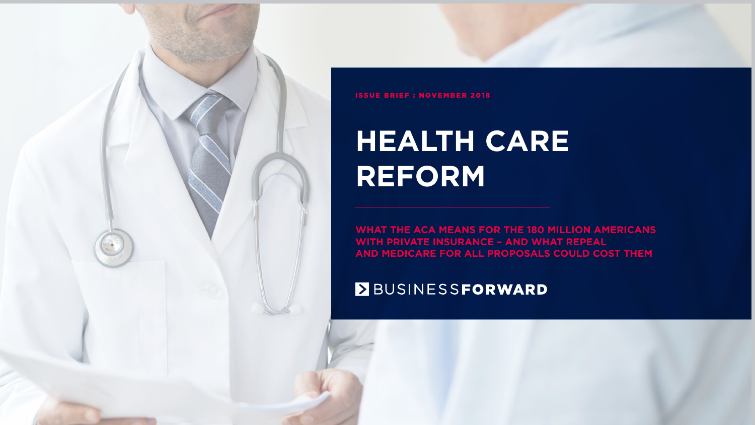ISSUE BRIEF : NOVEMBER 2018

# HEALTH CARE REFORM

## WHAT THE ACA MEANS FOR THE 180 MILLION AMERICANS WITH PRIVATE INSURANCE – AND WHAT REPEAL AND MEDICARE FOR ALL PROPOSALS COULD COST THEM

BUSINESS**FORWARD**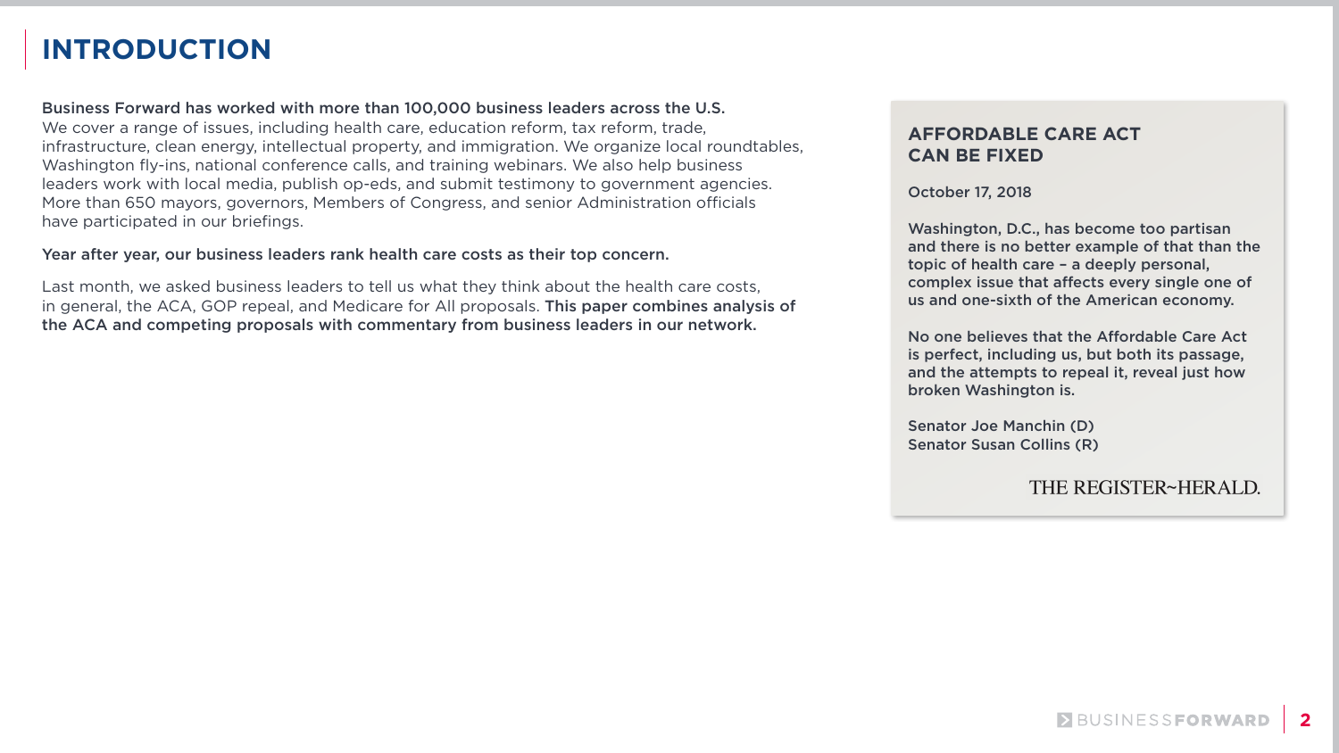# INTRODUCTION

**Business Forward has worked with more than 100,000 business leaders across the U.S.** We cover a range of issues, including health care, education reform, tax reform, trade, infrastructure, clean energy, intellectual property, and immigration. We organize local roundtables, Washington fly-ins, national conference calls, and training webinars. We also help business leaders work with local media, publish op-eds, and submit testimony to government agencies. More than 650 mayors, governors, Members of Congress, and senior Administration officials have participated in our briefings.

**Year after year, our business leaders rank health care costs as their top concern.**

Last month, we asked business leaders to tell us what they think about the health care costs, in general, the ACA, GOP repeal, and Medicare for All proposals. **This paper combines analysis of the ACA and competing proposals with commentary from business leaders in our network.**

**AFFORDABLE CARE ACT CAN BE FIXED**

October 17, 2018

Washington, D.C., has become too partisan and there is no better example of that than the topic of health care – a deeply personal, complex issue that affects every single one of us and one-sixth of the American economy.

No one believes that the Affordable Care Act is perfect, including us, but both its passage, and the attempts to repeal it, reveal just how broken Washington is.

Senator Joe Manchin (D)
Senator Susan Collins (R)

THE REGISTER~HERALD.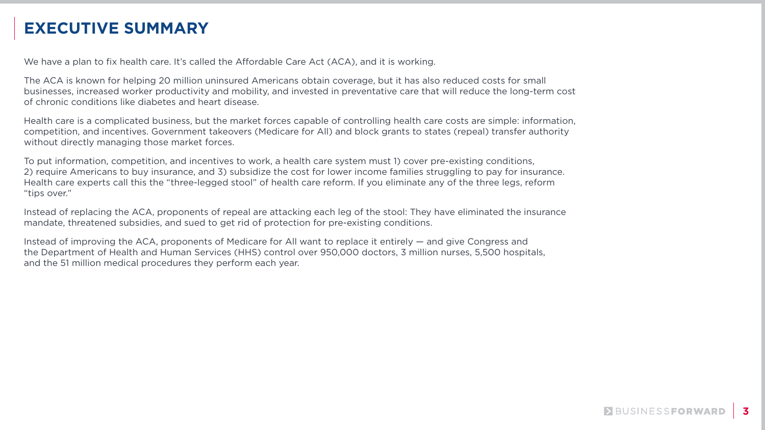# EXECUTIVE SUMMARY

We have a plan to fix health care. It's called the Affordable Care Act (ACA), and it is working.

The ACA is known for helping 20 million uninsured Americans obtain coverage, but it has also reduced costs for small businesses, increased worker productivity and mobility, and invested in preventative care that will reduce the long-term cost of chronic conditions like diabetes and heart disease.

Health care is a complicated business, but the market forces capable of controlling health care costs are simple: information, competition, and incentives. Government takeovers (Medicare for All) and block grants to states (repeal) transfer authority without directly managing those market forces.

To put information, competition, and incentives to work, a health care system must 1) cover pre-existing conditions, 2) require Americans to buy insurance, and 3) subsidize the cost for lower income families struggling to pay for insurance. Health care experts call this the "three-legged stool" of health care reform. If you eliminate any of the three legs, reform "tips over."

Instead of replacing the ACA, proponents of repeal are attacking each leg of the stool: They have eliminated the insurance mandate, threatened subsidies, and sued to get rid of protection for pre-existing conditions.

Instead of improving the ACA, proponents of Medicare for All want to replace it entirely — and give Congress and the Department of Health and Human Services (HHS) control over 950,000 doctors, 3 million nurses, 5,500 hospitals, and the 51 million medical procedures they perform each year.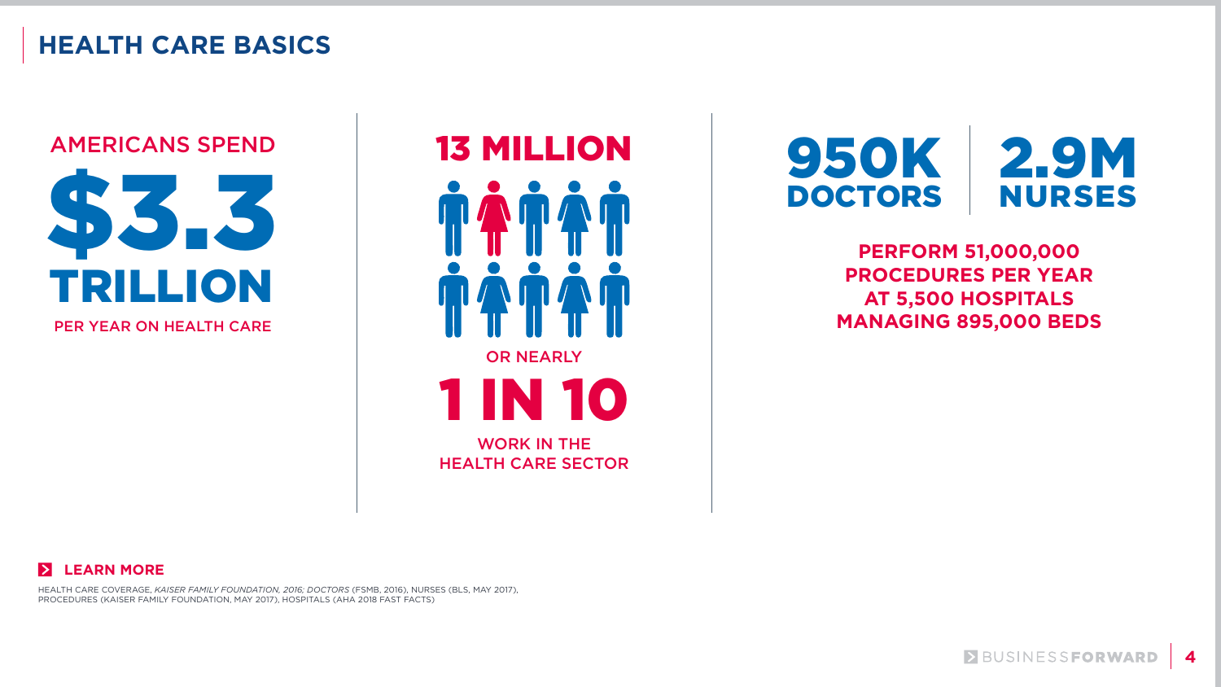# HEALTH CARE BASICS

AMERICANS SPEND

**$3.3 TRILLION**

PER YEAR ON HEALTH CARE

**13 MILLION**

OR NEARLY

**1 IN 10**

WORK IN THE HEALTH CARE SECTOR

**950K DOCTORS**

**2.9M NURSES**

**PERFORM 51,000,000 PROCEDURES PER YEAR AT 5,500 HOSPITALS MANAGING 895,000 BEDS**

**LEARN MORE**

HEALTH CARE COVERAGE, *KAISER FAMILY FOUNDATION, 2016; DOCTORS* (FSMB, 2016), NURSES (BLS, MAY 2017), PROCEDURES (KAISER FAMILY FOUNDATION, MAY 2017), HOSPITALS (AHA 2018 FAST FACTS)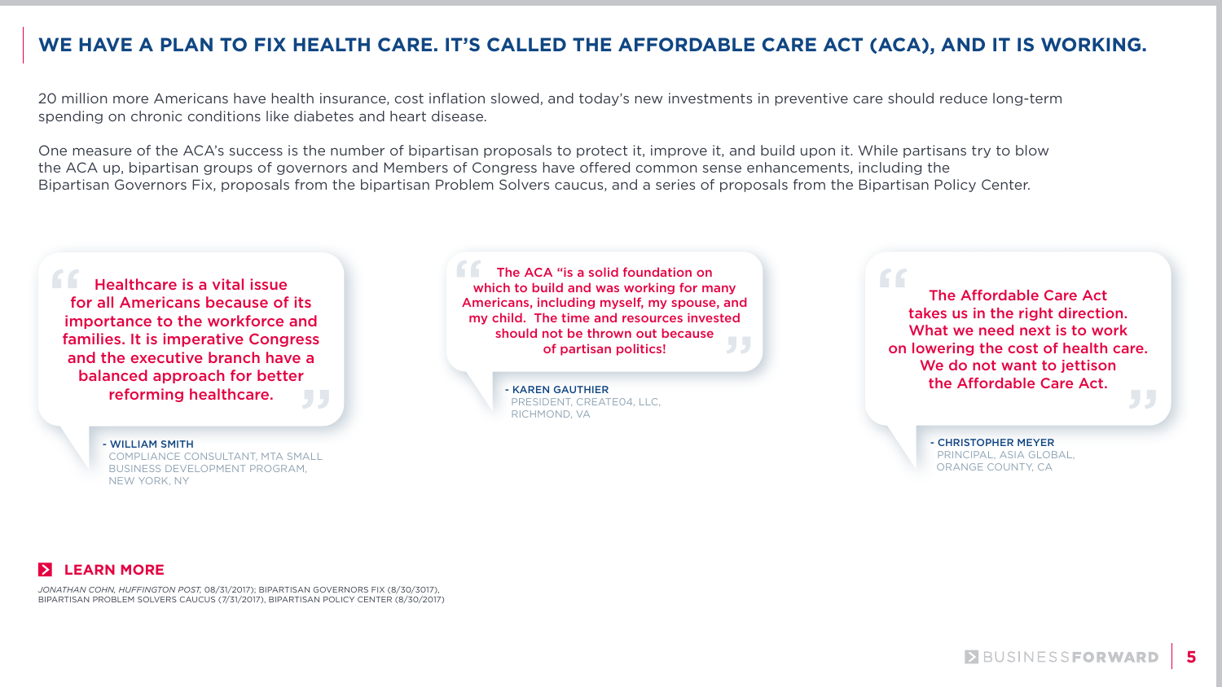# WE HAVE A PLAN TO FIX HEALTH CARE. IT'S CALLED THE AFFORDABLE CARE ACT (ACA), AND IT IS WORKING.

20 million more Americans have health insurance, cost inflation slowed, and today's new investments in preventive care should reduce long-term spending on chronic conditions like diabetes and heart disease.

One measure of the ACA's success is the number of bipartisan proposals to protect it, improve it, and build upon it. While partisans try to blow the ACA up, bipartisan groups of governors and Members of Congress have offered common sense enhancements, including the Bipartisan Governors Fix, proposals from the bipartisan Problem Solvers caucus, and a series of proposals from the Bipartisan Policy Center.

> "Healthcare is a vital issue for all Americans because of its importance to the workforce and families. It is imperative Congress and the executive branch have a balanced approach for better reforming healthcare."
>
> \- **WILLIAM SMITH**
> COMPLIANCE CONSULTANT, MTA SMALL BUSINESS DEVELOPMENT PROGRAM, NEW YORK, NY

> "The ACA "is a solid foundation on which to build and was working for many Americans, including myself, my spouse, and my child. The time and resources invested should not be thrown out because of partisan politics!"
>
> \- **KAREN GAUTHIER**
> PRESIDENT, CREATE04, LLC, RICHMOND, VA

> "The Affordable Care Act takes us in the right direction. What we need next is to work on lowering the cost of health care. We do not want to jettison the Affordable Care Act."
>
> \- **CHRISTOPHER MEYER**
> PRINCIPAL, ASIA GLOBAL, ORANGE COUNTY, CA

## LEARN MORE

*JONATHAN COHN, HUFFINGTON POST,* 08/31/2017); BIPARTISAN GOVERNORS FIX (8/30/3017), BIPARTISAN PROBLEM SOLVERS CAUCUS (7/31/2017), BIPARTISAN POLICY CENTER (8/30/2017)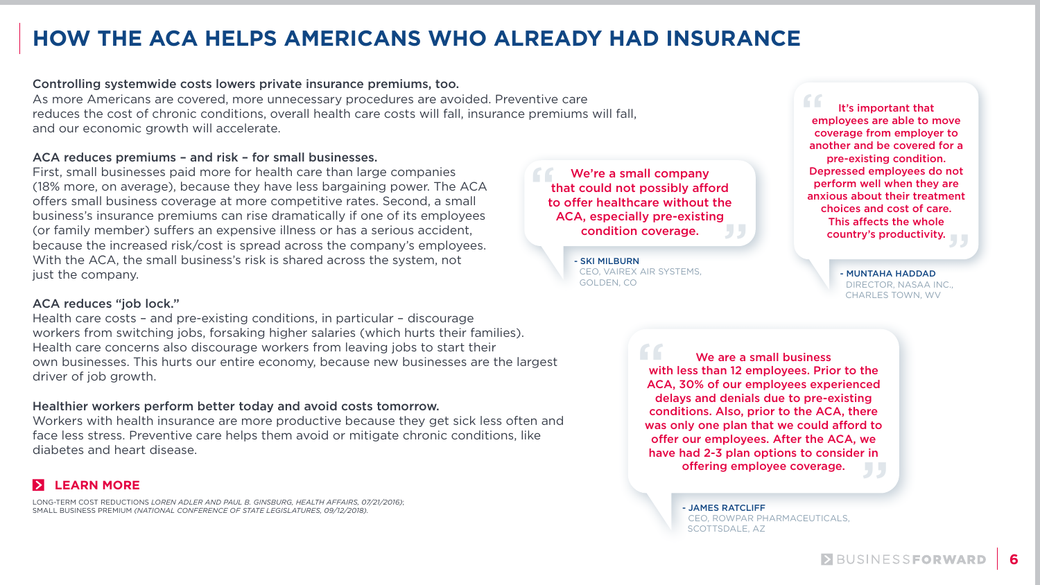# HOW THE ACA HELPS AMERICANS WHO ALREADY HAD INSURANCE

**Controlling systemwide costs lowers private insurance premiums, too.**
As more Americans are covered, more unnecessary procedures are avoided. Preventive care reduces the cost of chronic conditions, overall health care costs will fall, insurance premiums will fall, and our economic growth will accelerate.

**ACA reduces premiums – and risk – for small businesses.**
First, small businesses paid more for health care than large companies (18% more, on average), because they have less bargaining power. The ACA offers small business coverage at more competitive rates. Second, a small business's insurance premiums can rise dramatically if one of its employees (or family member) suffers an expensive illness or has a serious accident, because the increased risk/cost is spread across the company's employees. With the ACA, the small business's risk is shared across the system, not just the company.

**ACA reduces "job lock."**
Health care costs – and pre-existing conditions, in particular – discourage workers from switching jobs, forsaking higher salaries (which hurts their families). Health care concerns also discourage workers from leaving jobs to start their own businesses. This hurts our entire economy, because new businesses are the largest driver of job growth.

**Healthier workers perform better today and avoid costs tomorrow.**
Workers with health insurance are more productive because they get sick less often and face less stress. Preventive care helps them avoid or mitigate chronic conditions, like diabetes and heart disease.

> "We're a small company that could not possibly afford to offer healthcare without the ACA, especially pre-existing condition coverage."
>
> - SKI MILBURN, CEO, VAIREX AIR SYSTEMS, GOLDEN, CO

> "It's important that employees are able to move coverage from employer to another and be covered for a pre-existing condition. Depressed employees do not perform well when they are anxious about their treatment choices and cost of care. This affects the whole country's productivity."
>
> - MUNTAHA HADDAD, DIRECTOR, NASAA INC., CHARLES TOWN, WV

> "We are a small business with less than 12 employees. Prior to the ACA, 30% of our employees experienced delays and denials due to pre-existing conditions. Also, prior to the ACA, there was only one plan that we could afford to offer our employees. After the ACA, we have had 2-3 plan options to consider in offering employee coverage."
>
> - JAMES RATCLIFF, CEO, ROWPAR PHARMACEUTICALS, SCOTTSDALE, AZ

**LEARN MORE**

LONG-TERM COST REDUCTIONS *LOREN ADLER AND PAUL B. GINSBURG, HEALTH AFFAIRS, 07/21/2016)*;
SMALL BUSINESS PREMIUM *(NATIONAL CONFERENCE OF STATE LEGISLATURES, 09/12/2018).*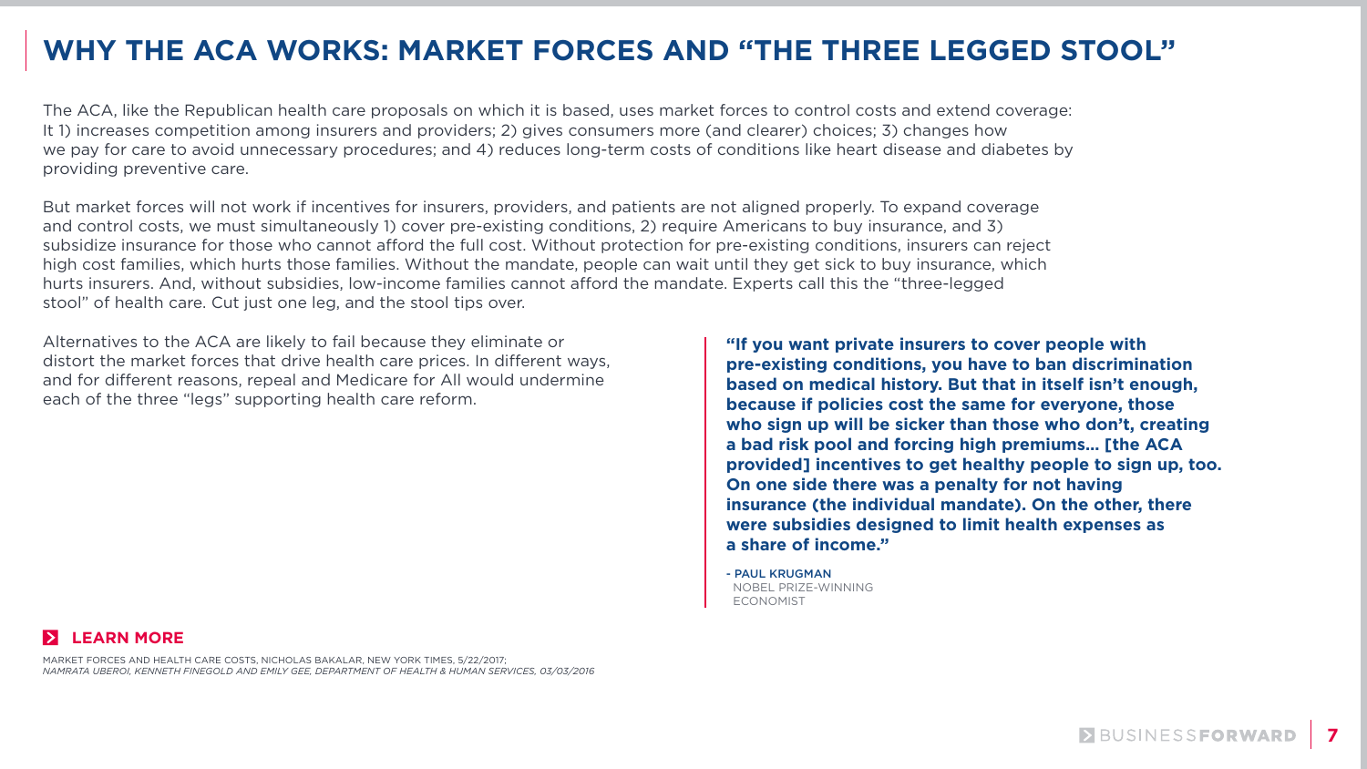# WHY THE ACA WORKS: MARKET FORCES AND "THE THREE LEGGED STOOL"

The ACA, like the Republican health care proposals on which it is based, uses market forces to control costs and extend coverage: It 1) increases competition among insurers and providers; 2) gives consumers more (and clearer) choices; 3) changes how we pay for care to avoid unnecessary procedures; and 4) reduces long-term costs of conditions like heart disease and diabetes by providing preventive care.

But market forces will not work if incentives for insurers, providers, and patients are not aligned properly. To expand coverage and control costs, we must simultaneously 1) cover pre-existing conditions, 2) require Americans to buy insurance, and 3) subsidize insurance for those who cannot afford the full cost. Without protection for pre-existing conditions, insurers can reject high cost families, which hurts those families. Without the mandate, people can wait until they get sick to buy insurance, which hurts insurers. And, without subsidies, low-income families cannot afford the mandate. Experts call this the "three-legged stool" of health care. Cut just one leg, and the stool tips over.

Alternatives to the ACA are likely to fail because they eliminate or distort the market forces that drive health care prices. In different ways, and for different reasons, repeal and Medicare for All would undermine each of the three "legs" supporting health care reform.

> **"If you want private insurers to cover people with pre-existing conditions, you have to ban discrimination based on medical history. But that in itself isn't enough, because if policies cost the same for everyone, those who sign up will be sicker than those who don't, creating a bad risk pool and forcing high premiums... [the ACA provided] incentives to get healthy people to sign up, too. On one side there was a penalty for not having insurance (the individual mandate). On the other, there were subsidies designed to limit health expenses as a share of income."**
>
> \- PAUL KRUGMAN
> NOBEL PRIZE-WINNING ECONOMIST

**LEARN MORE**

MARKET FORCES AND HEALTH CARE COSTS, NICHOLAS BAKALAR, NEW YORK TIMES, 5/22/2017;
*NAMRATA UBEROI, KENNETH FINEGOLD AND EMILY GEE, DEPARTMENT OF HEALTH & HUMAN SERVICES, 03/03/2016*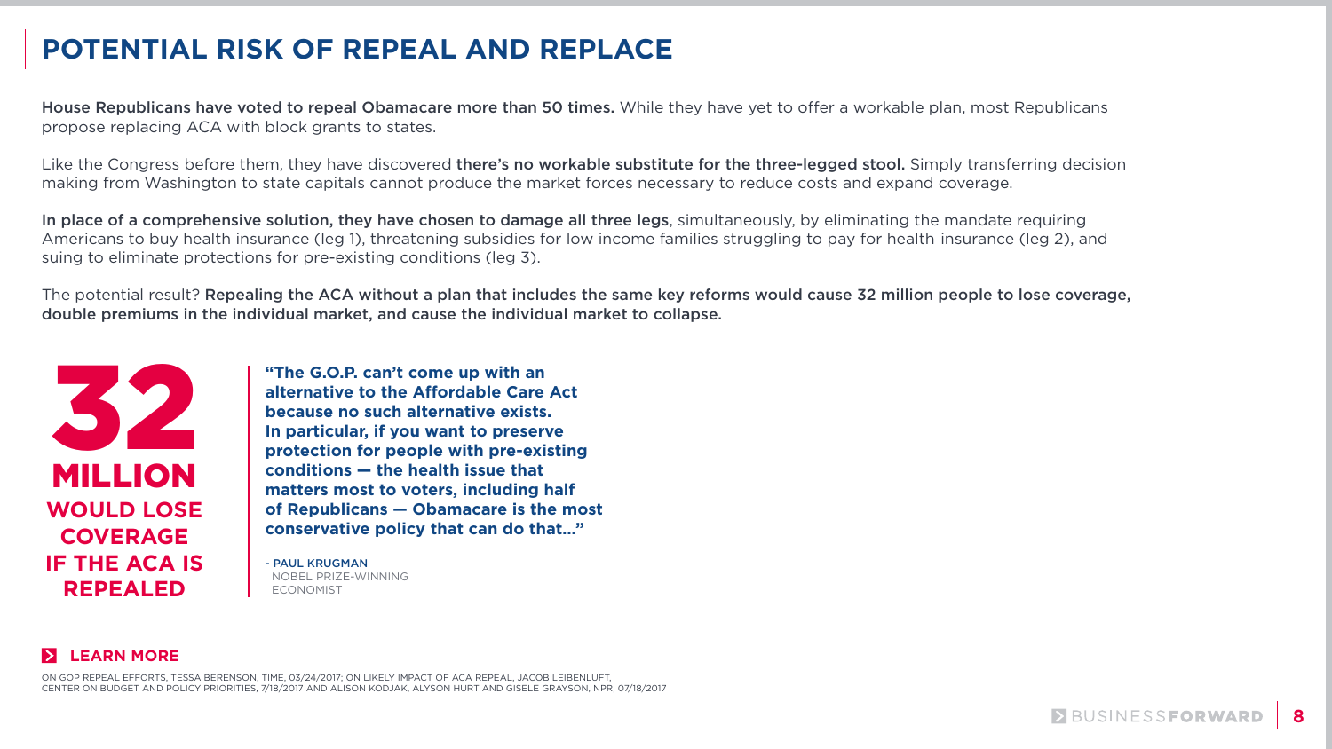# POTENTIAL RISK OF REPEAL AND REPLACE

**House Republicans have voted to repeal Obamacare more than 50 times.** While they have yet to offer a workable plan, most Republicans propose replacing ACA with block grants to states.

Like the Congress before them, they have discovered **there's no workable substitute for the three-legged stool.** Simply transferring decision making from Washington to state capitals cannot produce the market forces necessary to reduce costs and expand coverage.

**In place of a comprehensive solution, they have chosen to damage all three legs**, simultaneously, by eliminating the mandate requiring Americans to buy health insurance (leg 1), threatening subsidies for low income families struggling to pay for health insurance (leg 2), and suing to eliminate protections for pre-existing conditions (leg 3).

The potential result? **Repealing the ACA without a plan that includes the same key reforms would cause 32 million people to lose coverage, double premiums in the individual market, and cause the individual market to collapse.**

**32 MILLION WOULD LOSE COVERAGE IF THE ACA IS REPEALED**

> **"The G.O.P. can't come up with an alternative to the Affordable Care Act because no such alternative exists. In particular, if you want to preserve protection for people with pre-existing conditions — the health issue that matters most to voters, including half of Republicans — Obamacare is the most conservative policy that can do that..."**
>
> \- PAUL KRUGMAN
> NOBEL PRIZE-WINNING ECONOMIST

**LEARN MORE**

ON GOP REPEAL EFFORTS, TESSA BERENSON, TIME, 03/24/2017; ON LIKELY IMPACT OF ACA REPEAL, JACOB LEIBENLUFT, CENTER ON BUDGET AND POLICY PRIORITIES, 7/18/2017 AND ALISON KODJAK, ALYSON HURT AND GISELE GRAYSON, NPR, 07/18/2017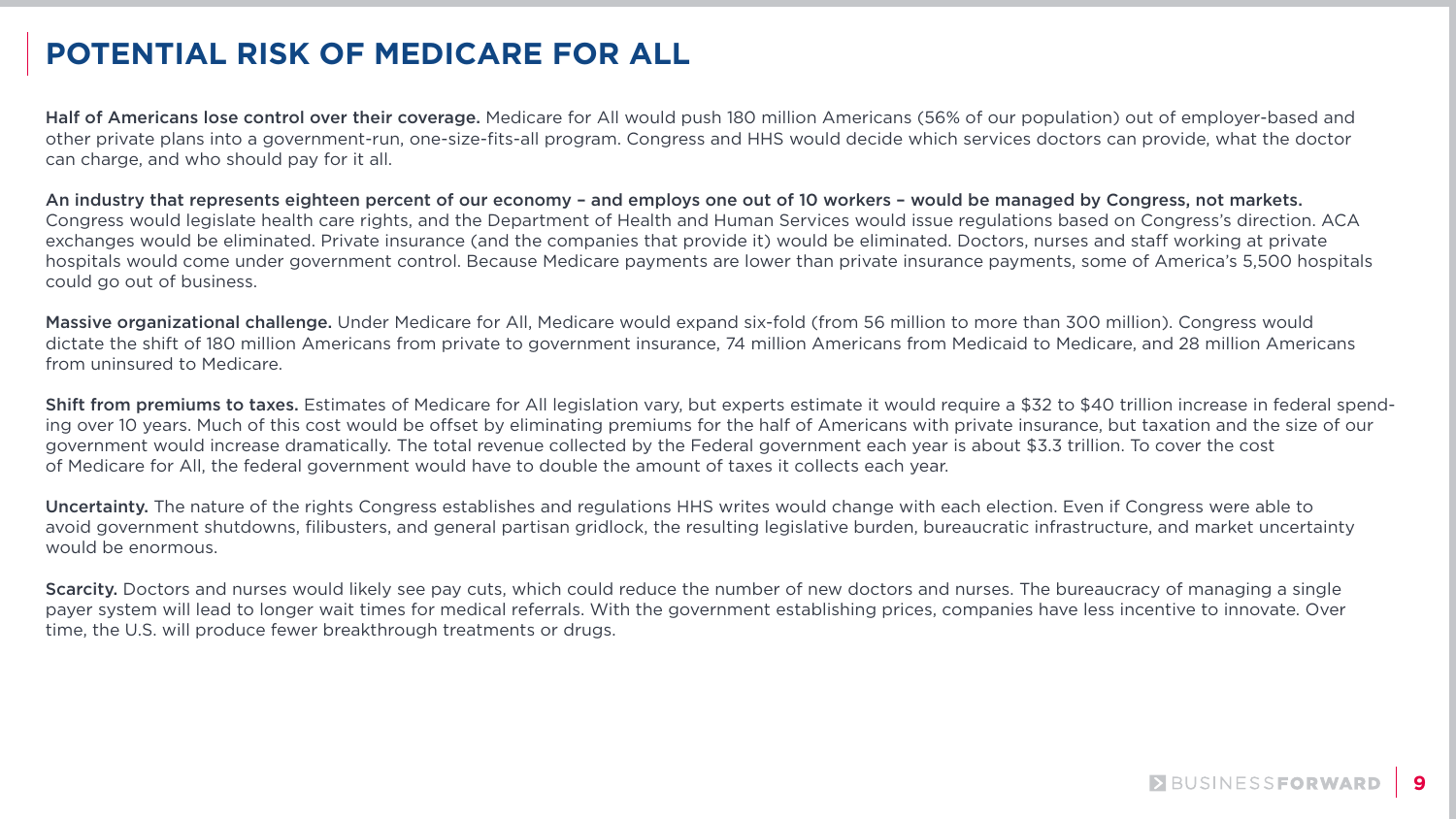# POTENTIAL RISK OF MEDICARE FOR ALL

**Half of Americans lose control over their coverage.** Medicare for All would push 180 million Americans (56% of our population) out of employer-based and other private plans into a government-run, one-size-fits-all program. Congress and HHS would decide which services doctors can provide, what the doctor can charge, and who should pay for it all.

**An industry that represents eighteen percent of our economy – and employs one out of 10 workers – would be managed by Congress, not markets.** Congress would legislate health care rights, and the Department of Health and Human Services would issue regulations based on Congress's direction. ACA exchanges would be eliminated. Private insurance (and the companies that provide it) would be eliminated. Doctors, nurses and staff working at private hospitals would come under government control. Because Medicare payments are lower than private insurance payments, some of America's 5,500 hospitals could go out of business.

**Massive organizational challenge.** Under Medicare for All, Medicare would expand six-fold (from 56 million to more than 300 million). Congress would dictate the shift of 180 million Americans from private to government insurance, 74 million Americans from Medicaid to Medicare, and 28 million Americans from uninsured to Medicare.

**Shift from premiums to taxes.** Estimates of Medicare for All legislation vary, but experts estimate it would require a $32 to $40 trillion increase in federal spending over 10 years. Much of this cost would be offset by eliminating premiums for the half of Americans with private insurance, but taxation and the size of our government would increase dramatically. The total revenue collected by the Federal government each year is about $3.3 trillion. To cover the cost of Medicare for All, the federal government would have to double the amount of taxes it collects each year.

**Uncertainty.** The nature of the rights Congress establishes and regulations HHS writes would change with each election. Even if Congress were able to avoid government shutdowns, filibusters, and general partisan gridlock, the resulting legislative burden, bureaucratic infrastructure, and market uncertainty would be enormous.

**Scarcity.** Doctors and nurses would likely see pay cuts, which could reduce the number of new doctors and nurses. The bureaucracy of managing a single payer system will lead to longer wait times for medical referrals. With the government establishing prices, companies have less incentive to innovate. Over time, the U.S. will produce fewer breakthrough treatments or drugs.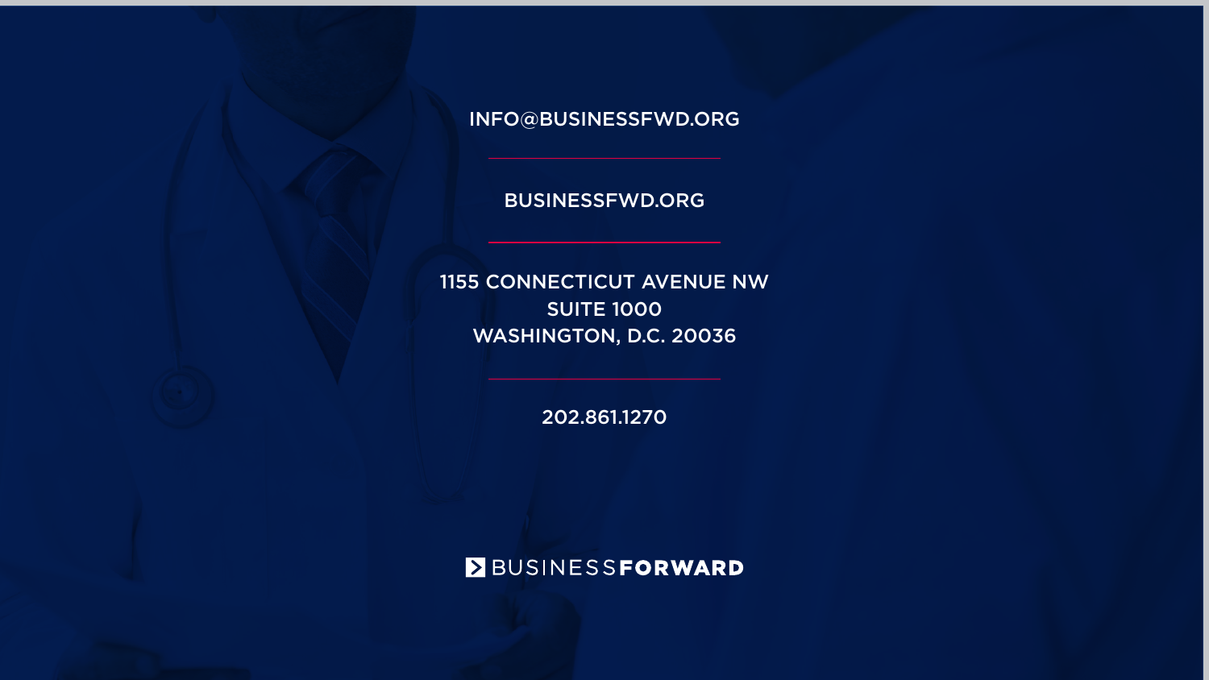INFO@BUSINESSFWD.ORG

BUSINESSFWD.ORG

1155 CONNECTICUT AVENUE NW
SUITE 1000
WASHINGTON, D.C. 20036

202.861.1270

BUSINESS**FORWARD**